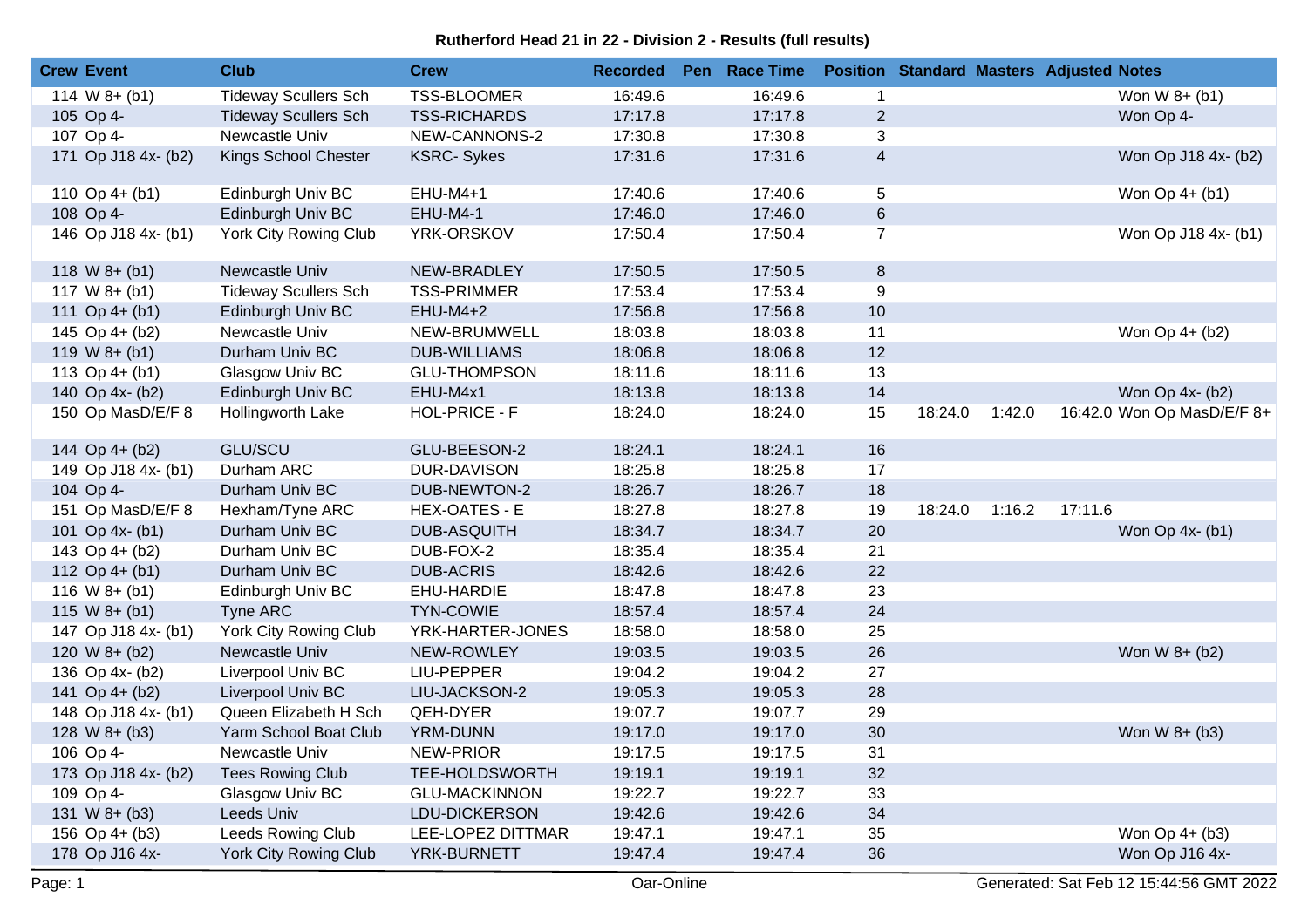# Rutherford Head 21 in 22 - Division 2 - Results (full results)

| Crew | Event | Club | Crew | Recorded | Pen | Race Time | Position | Standard | Masters | Adjusted | Notes |
|---|---|---|---|---|---|---|---|---|---|---|---|
| 114 | W 8+ (b1) | Tideway Scullers Sch | TSS-BLOOMER | 16:49.6 | | 16:49.6 | 1 | | | | Won W 8+ (b1) |
| 105 | Op 4- | Tideway Scullers Sch | TSS-RICHARDS | 17:17.8 | | 17:17.8 | 2 | | | | Won Op 4- |
| 107 | Op 4- | Newcastle Univ | NEW-CANNONS-2 | 17:30.8 | | 17:30.8 | 3 | | | | |
| 171 | Op J18 4x- (b2) | Kings School Chester | KSRC- Sykes | 17:31.6 | | 17:31.6 | 4 | | | | Won Op J18 4x- (b2) |
| 110 | Op 4+ (b1) | Edinburgh Univ BC | EHU-M4+1 | 17:40.6 | | 17:40.6 | 5 | | | | Won Op 4+ (b1) |
| 108 | Op 4- | Edinburgh Univ BC | EHU-M4-1 | 17:46.0 | | 17:46.0 | 6 | | | | |
| 146 | Op J18 4x- (b1) | York City Rowing Club | YRK-ORSKOV | 17:50.4 | | 17:50.4 | 7 | | | | Won Op J18 4x- (b1) |
| 118 | W 8+ (b1) | Newcastle Univ | NEW-BRADLEY | 17:50.5 | | 17:50.5 | 8 | | | | |
| 117 | W 8+ (b1) | Tideway Scullers Sch | TSS-PRIMMER | 17:53.4 | | 17:53.4 | 9 | | | | |
| 111 | Op 4+ (b1) | Edinburgh Univ BC | EHU-M4+2 | 17:56.8 | | 17:56.8 | 10 | | | | |
| 145 | Op 4+ (b2) | Newcastle Univ | NEW-BRUMWELL | 18:03.8 | | 18:03.8 | 11 | | | | Won Op 4+ (b2) |
| 119 | W 8+ (b1) | Durham Univ BC | DUB-WILLIAMS | 18:06.8 | | 18:06.8 | 12 | | | | |
| 113 | Op 4+ (b1) | Glasgow Univ BC | GLU-THOMPSON | 18:11.6 | | 18:11.6 | 13 | | | | |
| 140 | Op 4x- (b2) | Edinburgh Univ BC | EHU-M4x1 | 18:13.8 | | 18:13.8 | 14 | | | | Won Op 4x- (b2) |
| 150 | Op MasD/E/F 8 | Hollingworth Lake | HOL-PRICE - F | 18:24.0 | | 18:24.0 | 15 | 18:24.0 | 1:42.0 | 16:42.0 | Won Op MasD/E/F 8+ |
| 144 | Op 4+ (b2) | GLU/SCU | GLU-BEESON-2 | 18:24.1 | | 18:24.1 | 16 | | | | |
| 149 | Op J18 4x- (b1) | Durham ARC | DUR-DAVISON | 18:25.8 | | 18:25.8 | 17 | | | | |
| 104 | Op 4- | Durham Univ BC | DUB-NEWTON-2 | 18:26.7 | | 18:26.7 | 18 | | | | |
| 151 | Op MasD/E/F 8 | Hexham/Tyne ARC | HEX-OATES - E | 18:27.8 | | 18:27.8 | 19 | 18:24.0 | 1:16.2 | 17:11.6 | |
| 101 | Op 4x- (b1) | Durham Univ BC | DUB-ASQUITH | 18:34.7 | | 18:34.7 | 20 | | | | Won Op 4x- (b1) |
| 143 | Op 4+ (b2) | Durham Univ BC | DUB-FOX-2 | 18:35.4 | | 18:35.4 | 21 | | | | |
| 112 | Op 4+ (b1) | Durham Univ BC | DUB-ACRIS | 18:42.6 | | 18:42.6 | 22 | | | | |
| 116 | W 8+ (b1) | Edinburgh Univ BC | EHU-HARDIE | 18:47.8 | | 18:47.8 | 23 | | | | |
| 115 | W 8+ (b1) | Tyne ARC | TYN-COWIE | 18:57.4 | | 18:57.4 | 24 | | | | |
| 147 | Op J18 4x- (b1) | York City Rowing Club | YRK-HARTER-JONES | 18:58.0 | | 18:58.0 | 25 | | | | |
| 120 | W 8+ (b2) | Newcastle Univ | NEW-ROWLEY | 19:03.5 | | 19:03.5 | 26 | | | | Won W 8+ (b2) |
| 136 | Op 4x- (b2) | Liverpool Univ BC | LIU-PEPPER | 19:04.2 | | 19:04.2 | 27 | | | | |
| 141 | Op 4+ (b2) | Liverpool Univ BC | LIU-JACKSON-2 | 19:05.3 | | 19:05.3 | 28 | | | | |
| 148 | Op J18 4x- (b1) | Queen Elizabeth H Sch | QEH-DYER | 19:07.7 | | 19:07.7 | 29 | | | | |
| 128 | W 8+ (b3) | Yarm School Boat Club | YRM-DUNN | 19:17.0 | | 19:17.0 | 30 | | | | Won W 8+ (b3) |
| 106 | Op 4- | Newcastle Univ | NEW-PRIOR | 19:17.5 | | 19:17.5 | 31 | | | | |
| 173 | Op J18 4x- (b2) | Tees Rowing Club | TEE-HOLDSWORTH | 19:19.1 | | 19:19.1 | 32 | | | | |
| 109 | Op 4- | Glasgow Univ BC | GLU-MACKINNON | 19:22.7 | | 19:22.7 | 33 | | | | |
| 131 | W 8+ (b3) | Leeds Univ | LDU-DICKERSON | 19:42.6 | | 19:42.6 | 34 | | | | |
| 156 | Op 4+ (b3) | Leeds Rowing Club | LEE-LOPEZ DITTMAR | 19:47.1 | | 19:47.1 | 35 | | | | Won Op 4+ (b3) |
| 178 | Op J16 4x- | York City Rowing Club | YRK-BURNETT | 19:47.4 | | 19:47.4 | 36 | | | | Won Op J16 4x- |

Oar-Online

Generated: Sat Feb 12 15:44:56 GMT 2022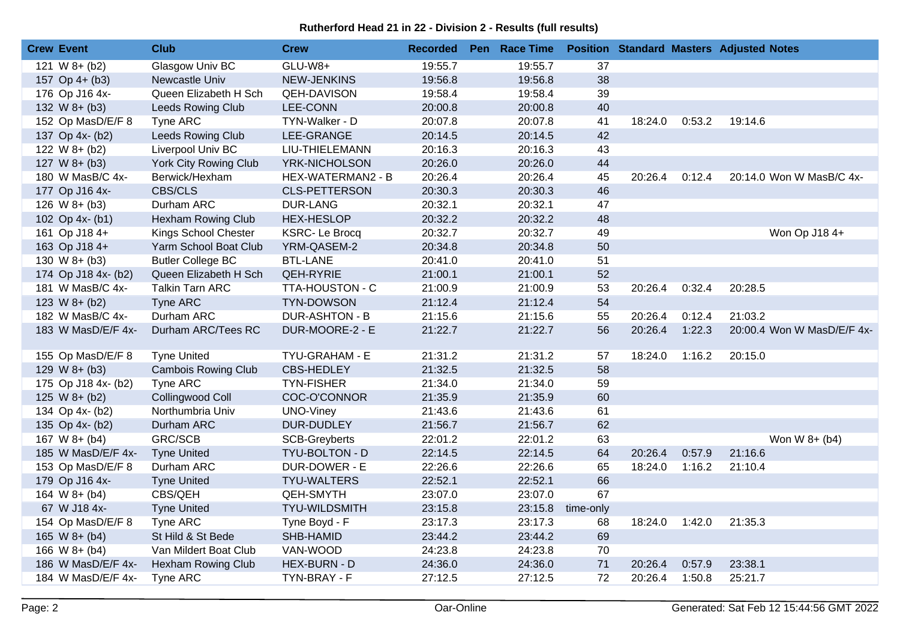**Rutherford Head 21 in 22 - Division 2 - Results (full results)**

| Crew | Event | Club | Crew | Recorded | Pen | Race Time | Position | Standard | Masters | Adjusted | Notes |
|---|---|---|---|---|---|---|---|---|---|---|---|
| 121 | W 8+ (b2) | Glasgow Univ BC | GLU-W8+ | 19:55.7 | | 19:55.7 | 37 | | | | |
| 157 | Op 4+ (b3) | Newcastle Univ | NEW-JENKINS | 19:56.8 | | 19:56.8 | 38 | | | | |
| 176 | Op J16 4x- | Queen Elizabeth H Sch | QEH-DAVISON | 19:58.4 | | 19:58.4 | 39 | | | | |
| 132 | W 8+ (b3) | Leeds Rowing Club | LEE-CONN | 20:00.8 | | 20:00.8 | 40 | | | | |
| 152 | Op MasD/E/F 8 | Tyne ARC | TYN-Walker - D | 20:07.8 | | 20:07.8 | 41 | 18:24.0 | 0:53.2 | 19:14.6 | |
| 137 | Op 4x- (b2) | Leeds Rowing Club | LEE-GRANGE | 20:14.5 | | 20:14.5 | 42 | | | | |
| 122 | W 8+ (b2) | Liverpool Univ BC | LIU-THIELEMANN | 20:16.3 | | 20:16.3 | 43 | | | | |
| 127 | W 8+ (b3) | York City Rowing Club | YRK-NICHOLSON | 20:26.0 | | 20:26.0 | 44 | | | | |
| 180 | W MasB/C 4x- | Berwick/Hexham | HEX-WATERMAN2 - B | 20:26.4 | | 20:26.4 | 45 | 20:26.4 | 0:12.4 | 20:14.0 | Won W MasB/C 4x- |
| 177 | Op J16 4x- | CBS/CLS | CLS-PETTERSON | 20:30.3 | | 20:30.3 | 46 | | | | |
| 126 | W 8+ (b3) | Durham ARC | DUR-LANG | 20:32.1 | | 20:32.1 | 47 | | | | |
| 102 | Op 4x- (b1) | Hexham Rowing Club | HEX-HESLOP | 20:32.2 | | 20:32.2 | 48 | | | | |
| 161 | Op J18 4+ | Kings School Chester | KSRC- Le Brocq | 20:32.7 | | 20:32.7 | 49 | | | | Won Op J18 4+ |
| 163 | Op J18 4+ | Yarm School Boat Club | YRM-QASEM-2 | 20:34.8 | | 20:34.8 | 50 | | | | |
| 130 | W 8+ (b3) | Butler College BC | BTL-LANE | 20:41.0 | | 20:41.0 | 51 | | | | |
| 174 | Op J18 4x- (b2) | Queen Elizabeth H Sch | QEH-RYRIE | 21:00.1 | | 21:00.1 | 52 | | | | |
| 181 | W MasB/C 4x- | Talkin Tarn ARC | TTA-HOUSTON - C | 21:00.9 | | 21:00.9 | 53 | 20:26.4 | 0:32.4 | 20:28.5 | |
| 123 | W 8+ (b2) | Tyne ARC | TYN-DOWSON | 21:12.4 | | 21:12.4 | 54 | | | | |
| 182 | W MasB/C 4x- | Durham ARC | DUR-ASHTON - B | 21:15.6 | | 21:15.6 | 55 | 20:26.4 | 0:12.4 | 21:03.2 | |
| 183 | W MasD/E/F 4x- | Durham ARC/Tees RC | DUR-MOORE-2 - E | 21:22.7 | | 21:22.7 | 56 | 20:26.4 | 1:22.3 | 20:00.4 | Won W MasD/E/F 4x- |
| 155 | Op MasD/E/F 8 | Tyne United | TYU-GRAHAM - E | 21:31.2 | | 21:31.2 | 57 | 18:24.0 | 1:16.2 | 20:15.0 | |
| 129 | W 8+ (b3) | Cambois Rowing Club | CBS-HEDLEY | 21:32.5 | | 21:32.5 | 58 | | | | |
| 175 | Op J18 4x- (b2) | Tyne ARC | TYN-FISHER | 21:34.0 | | 21:34.0 | 59 | | | | |
| 125 | W 8+ (b2) | Collingwood Coll | COC-O'CONNOR | 21:35.9 | | 21:35.9 | 60 | | | | |
| 134 | Op 4x- (b2) | Northumbria Univ | UNO-Viney | 21:43.6 | | 21:43.6 | 61 | | | | |
| 135 | Op 4x- (b2) | Durham ARC | DUR-DUDLEY | 21:56.7 | | 21:56.7 | 62 | | | | |
| 167 | W 8+ (b4) | GRC/SCB | SCB-Greyberts | 22:01.2 | | 22:01.2 | 63 | | | | Won W 8+ (b4) |
| 185 | W MasD/E/F 4x- | Tyne United | TYU-BOLTON - D | 22:14.5 | | 22:14.5 | 64 | 20:26.4 | 0:57.9 | 21:16.6 | |
| 153 | Op MasD/E/F 8 | Durham ARC | DUR-DOWER - E | 22:26.6 | | 22:26.6 | 65 | 18:24.0 | 1:16.2 | 21:10.4 | |
| 179 | Op J16 4x- | Tyne United | TYU-WALTERS | 22:52.1 | | 22:52.1 | 66 | | | | |
| 164 | W 8+ (b4) | CBS/QEH | QEH-SMYTH | 23:07.0 | | 23:07.0 | 67 | | | | |
| 67 | W J18 4x- | Tyne United | TYU-WILDSMITH | 23:15.8 | | 23:15.8 | time-only | | | | |
| 154 | Op MasD/E/F 8 | Tyne ARC | Tyne Boyd - F | 23:17.3 | | 23:17.3 | 68 | 18:24.0 | 1:42.0 | 21:35.3 | |
| 165 | W 8+ (b4) | St Hild & St Bede | SHB-HAMID | 23:44.2 | | 23:44.2 | 69 | | | | |
| 166 | W 8+ (b4) | Van Mildert Boat Club | VAN-WOOD | 24:23.8 | | 24:23.8 | 70 | | | | |
| 186 | W MasD/E/F 4x- | Hexham Rowing Club | HEX-BURN - D | 24:36.0 | | 24:36.0 | 71 | 20:26.4 | 0:57.9 | 23:38.1 | |
| 184 | W MasD/E/F 4x- | Tyne ARC | TYN-BRAY - F | 27:12.5 | | 27:12.5 | 72 | 20:26.4 | 1:50.8 | 25:21.7 | |

Oar-Online

Generated: Sat Feb 12 15:44:56 GMT 2022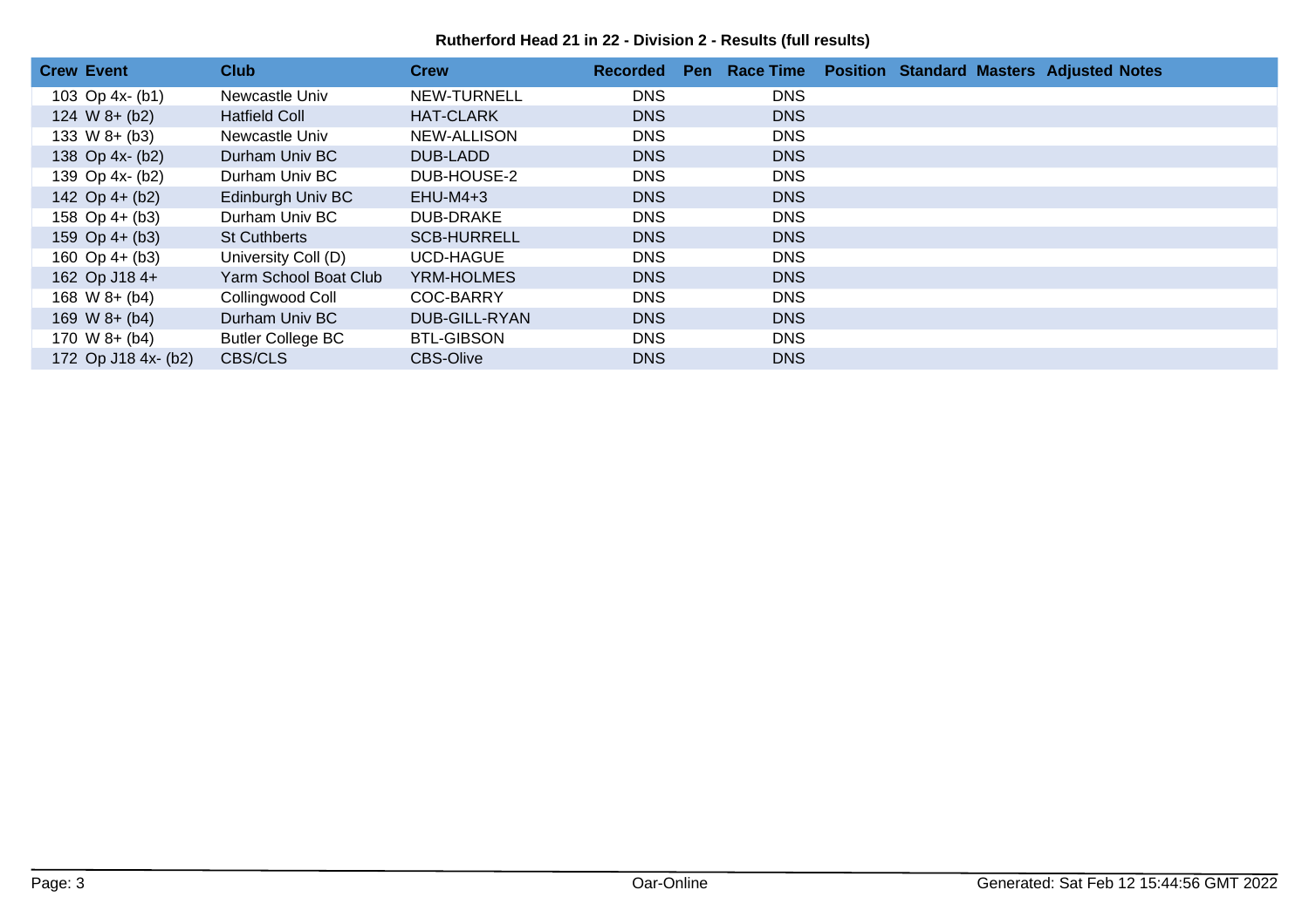**Rutherford Head 21 in 22 - Division 2 - Results (full results)**

| Crew | Event | Club | Crew | Recorded | Pen | Race Time | Position | Standard | Masters | Adjusted | Notes |
|---|---|---|---|---|---|---|---|---|---|---|---|
| 103 | Op 4x- (b1) | Newcastle Univ | NEW-TURNELL | DNS | | DNS | | | | | |
| 124 | W 8+ (b2) | Hatfield Coll | HAT-CLARK | DNS | | DNS | | | | | |
| 133 | W 8+ (b3) | Newcastle Univ | NEW-ALLISON | DNS | | DNS | | | | | |
| 138 | Op 4x- (b2) | Durham Univ BC | DUB-LADD | DNS | | DNS | | | | | |
| 139 | Op 4x- (b2) | Durham Univ BC | DUB-HOUSE-2 | DNS | | DNS | | | | | |
| 142 | Op 4+ (b2) | Edinburgh Univ BC | EHU-M4+3 | DNS | | DNS | | | | | |
| 158 | Op 4+ (b3) | Durham Univ BC | DUB-DRAKE | DNS | | DNS | | | | | |
| 159 | Op 4+ (b3) | St Cuthberts | SCB-HURRELL | DNS | | DNS | | | | | |
| 160 | Op 4+ (b3) | University Coll (D) | UCD-HAGUE | DNS | | DNS | | | | | |
| 162 | Op J18 4+ | Yarm School Boat Club | YRM-HOLMES | DNS | | DNS | | | | | |
| 168 | W 8+ (b4) | Collingwood Coll | COC-BARRY | DNS | | DNS | | | | | |
| 169 | W 8+ (b4) | Durham Univ BC | DUB-GILL-RYAN | DNS | | DNS | | | | | |
| 170 | W 8+ (b4) | Butler College BC | BTL-GIBSON | DNS | | DNS | | | | | |
| 172 | Op J18 4x- (b2) | CBS/CLS | CBS-Olive | DNS | | DNS | | | | | |

Oar-Online

Generated: Sat Feb 12 15:44:56 GMT 2022